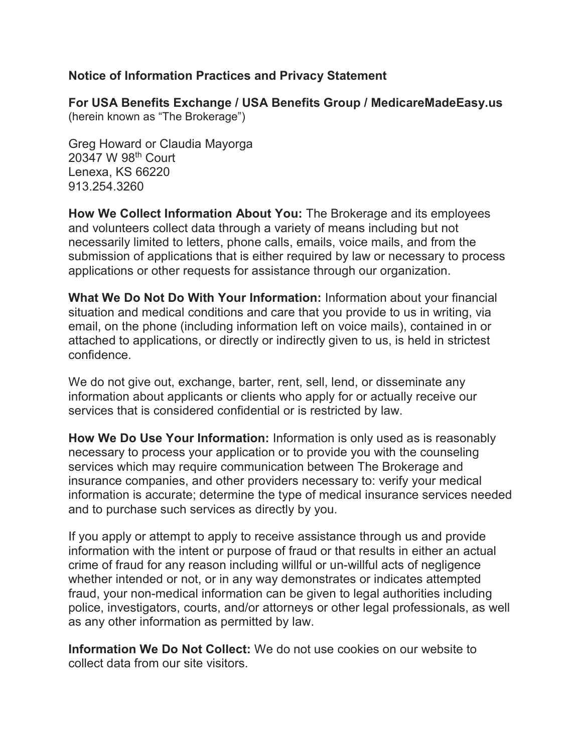**Notice of Information Practices and Privacy Statement**

**For USA Benefits Exchange / USA Benefits Group / MedicareMadeEasy.us**
(herein known as "The Brokerage")

Greg Howard or Claudia Mayorga
20347 W 98th Court
Lenexa, KS 66220
913.254.3260

**How We Collect Information About You:** The Brokerage and its employees and volunteers collect data through a variety of means including but not necessarily limited to letters, phone calls, emails, voice mails, and from the submission of applications that is either required by law or necessary to process applications or other requests for assistance through our organization.

**What We Do Not Do With Your Information:** Information about your financial situation and medical conditions and care that you provide to us in writing, via email, on the phone (including information left on voice mails), contained in or attached to applications, or directly or indirectly given to us, is held in strictest confidence.

We do not give out, exchange, barter, rent, sell, lend, or disseminate any information about applicants or clients who apply for or actually receive our services that is considered confidential or is restricted by law.

**How We Do Use Your Information:** Information is only used as is reasonably necessary to process your application or to provide you with the counseling services which may require communication between The Brokerage and insurance companies, and other providers necessary to: verify your medical information is accurate; determine the type of medical insurance services needed and to purchase such services as directly by you.

If you apply or attempt to apply to receive assistance through us and provide information with the intent or purpose of fraud or that results in either an actual crime of fraud for any reason including willful or un-willful acts of negligence whether intended or not, or in any way demonstrates or indicates attempted fraud, your non-medical information can be given to legal authorities including police, investigators, courts, and/or attorneys or other legal professionals, as well as any other information as permitted by law.

**Information We Do Not Collect:** We do not use cookies on our website to collect data from our site visitors.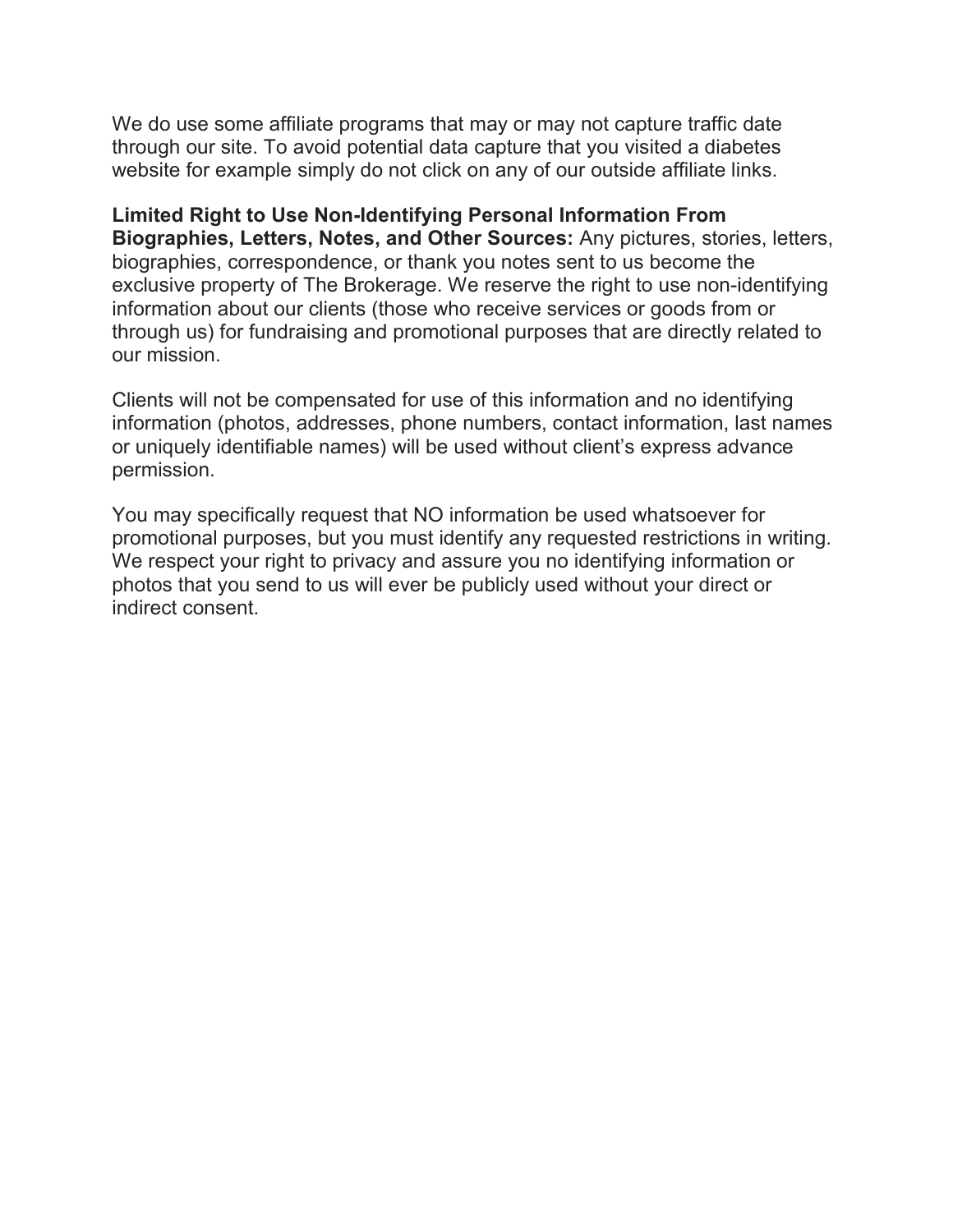We do use some affiliate programs that may or may not capture traffic date through our site. To avoid potential data capture that you visited a diabetes website for example simply do not click on any of our outside affiliate links.

**Limited Right to Use Non-Identifying Personal Information From Biographies, Letters, Notes, and Other Sources:** Any pictures, stories, letters, biographies, correspondence, or thank you notes sent to us become the exclusive property of The Brokerage. We reserve the right to use non-identifying information about our clients (those who receive services or goods from or through us) for fundraising and promotional purposes that are directly related to our mission.

Clients will not be compensated for use of this information and no identifying information (photos, addresses, phone numbers, contact information, last names or uniquely identifiable names) will be used without client's express advance permission.

You may specifically request that NO information be used whatsoever for promotional purposes, but you must identify any requested restrictions in writing. We respect your right to privacy and assure you no identifying information or photos that you send to us will ever be publicly used without your direct or indirect consent.